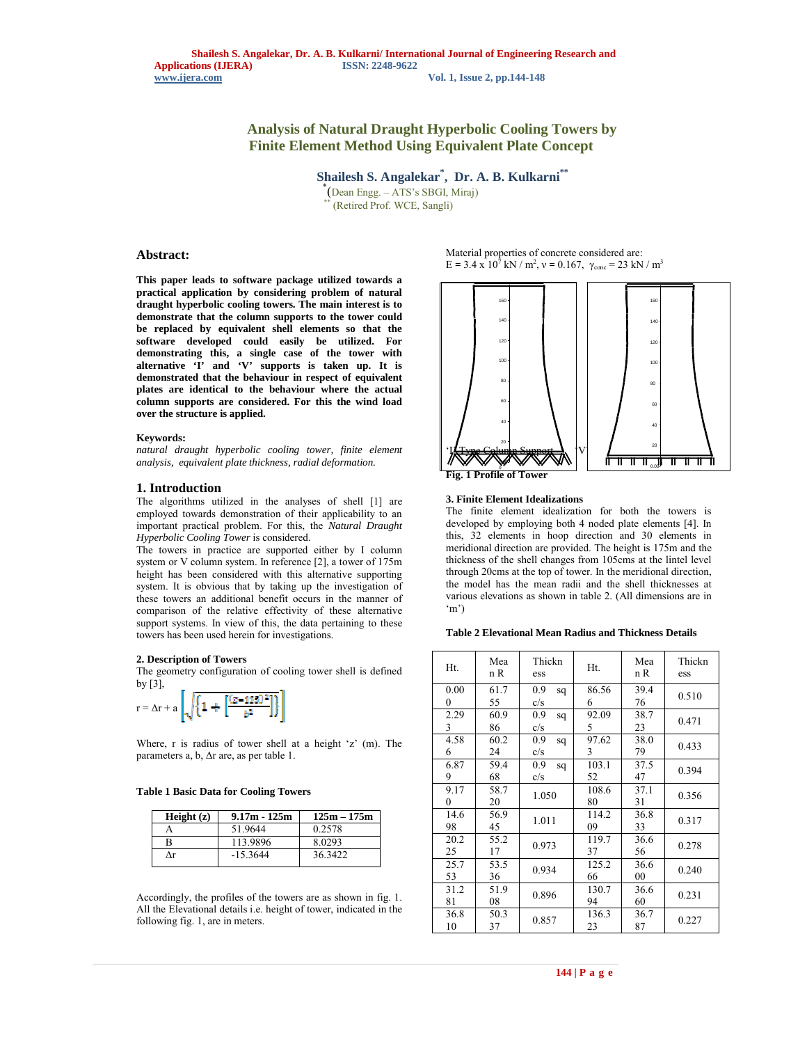# Analysis of Natural Draught Hyperbolic Cooling Towers by Finite Element Method Using Equivalent Plate Concept

**Shailesh S. Angalekar*, Dr. A. B. Kulkarni****

*(Dean Engg. – ATS's SBGI, Miraj)
** (Retired Prof. WCE, Sangli)

## Abstract:

**This paper leads to software package utilized towards a practical application by considering problem of natural draught hyperbolic cooling towers. The main interest is to demonstrate that the column supports to the tower could be replaced by equivalent shell elements so that the software developed could easily be utilized. For demonstrating this, a single case of the tower with alternative 'I' and 'V' supports is taken up. It is demonstrated that the behaviour in respect of equivalent plates are identical to the behaviour where the actual column supports are considered. For this the wind load over the structure is applied.**

**Keywords:**
*natural draught hyperbolic cooling tower, finite element analysis, equivalent plate thickness, radial deformation.*

## 1. Introduction

The algorithms utilized in the analyses of shell [1] are employed towards demonstration of their applicability to an important practical problem. For this, the *Natural Draught Hyperbolic Cooling Tower* is considered.

The towers in practice are supported either by I column system or V column system. In reference [2], a tower of 175m height has been considered with this alternative supporting system. It is obvious that by taking up the investigation of these towers an additional benefit occurs in the manner of comparison of the relative effectivity of these alternative support systems. In view of this, the data pertaining to these towers has been used herein for investigations.

### 2. Description of Towers

The geometry configuration of cooling tower shell is defined by [3],

$$r = \Delta r + a\left[\sqrt{\left\{1 + \left[\frac{(z-115)^2}{b^2}\right]\right\}}\right]$$

Where, r is radius of tower shell at a height 'z' (m). The parameters a, b, Δr are, as per table 1.

**Table 1 Basic Data for Cooling Towers**

| Height (z) | 9.17m - 125m | 125m – 175m |
|---|---|---|
| A | 51.9644 | 0.2578 |
| B | 113.9896 | 8.0293 |
| Δr | -15.3644 | 36.3422 |

Accordingly, the profiles of the towers are as shown in fig. 1. All the Elevational details i.e. height of tower, indicated in the following fig. 1, are in meters.

Material properties of concrete considered are:
$E = 3.4 \times 10^7$ kN / m², $\nu = 0.167$, $\gamma_{conc} = 23$ kN / m³

'I' Type Column Support 'V'

**Fig. 1 Profile of Tower**

### 3. Finite Element Idealizations

The finite element idealization for both the towers is developed by employing both 4 noded plate elements [4]. In this, 32 elements in hoop direction and 30 elements in meridional direction are provided. The height is 175m and the thickness of the shell changes from 105cms at the lintel level through 20cms at the top of tower. In the meridional direction, the model has the mean radii and the shell thicknesses at various elevations as shown in table 2. (All dimensions are in 'm')

**Table 2 Elevational Mean Radius and Thickness Details**

| Ht. | Mean R | Thickness | Ht. | Mean R | Thickness |
|---|---|---|---|---|---|
| 0.000 | 61.755 | 0.9 sq c/s | 86.566 | 39.476 | 0.510 |
| 2.293 | 60.986 | 0.9 sq c/s | 92.095 | 38.723 | 0.471 |
| 4.586 | 60.224 | 0.9 sq c/s | 97.623 | 38.079 | 0.433 |
| 6.879 | 59.468 | 0.9 sq c/s | 103.152 | 37.547 | 0.394 |
| 9.170 | 58.720 | 1.050 | 108.680 | 37.131 | 0.356 |
| 14.698 | 56.945 | 1.011 | 114.209 | 36.833 | 0.317 |
| 20.225 | 55.217 | 0.973 | 119.737 | 36.656 | 0.278 |
| 25.753 | 53.536 | 0.934 | 125.266 | 36.600 | 0.240 |
| 31.281 | 51.908 | 0.896 | 130.794 | 36.660 | 0.231 |
| 36.810 | 50.337 | 0.857 | 136.323 | 36.787 | 0.227 |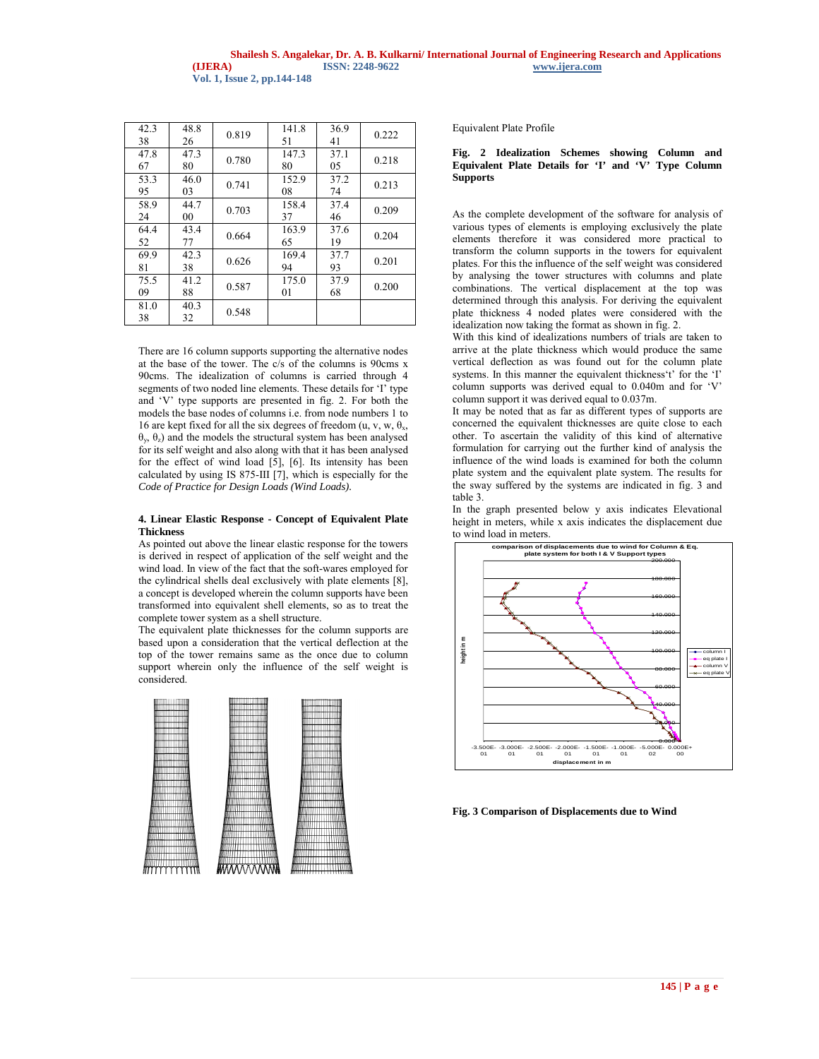| 42.338 | 48.826 | 0.819 | 141.851 | 36.941 | 0.222 |
|---|---|---|---|---|---|
| 47.867 | 47.380 | 0.780 | 147.380 | 37.105 | 0.218 |
| 53.395 | 46.003 | 0.741 | 152.908 | 37.274 | 0.213 |
| 58.924 | 44.700 | 0.703 | 158.437 | 37.446 | 0.209 |
| 64.452 | 43.477 | 0.664 | 163.965 | 37.619 | 0.204 |
| 69.981 | 42.338 | 0.626 | 169.494 | 37.793 | 0.201 |
| 75.509 | 41.288 | 0.587 | 175.001 | 37.968 | 0.200 |
| 81.038 | 40.332 | 0.548 | | | |

There are 16 column supports supporting the alternative nodes at the base of the tower. The c/s of the columns is 90cms x 90cms. The idealization of columns is carried through 4 segments of two noded line elements. These details for 'I' type and 'V' type supports are presented in fig. 2. For both the models the base nodes of columns i.e. from node numbers 1 to 16 are kept fixed for all the six degrees of freedom (u, v, w, $\theta_x$, $\theta_y$, $\theta_z$) and the models the structural system has been analysed for its self weight and also along with that it has been analysed for the effect of wind load [5], [6]. Its intensity has been calculated by using IS 875-III [7], which is especially for the *Code of Practice for Design Loads (Wind Loads).*

## 4. Linear Elastic Response - Concept of Equivalent Plate Thickness

As pointed out above the linear elastic response for the towers is derived in respect of application of the self weight and the wind load. In view of the fact that the soft-wares employed for the cylindrical shells deal exclusively with plate elements [8], a concept is developed wherein the column supports have been transformed into equivalent shell elements, so as to treat the complete tower system as a shell structure.

The equivalent plate thicknesses for the column supports are based upon a consideration that the vertical deflection at the top of the tower remains same as the once due to column support wherein only the influence of the self weight is considered.

Equivalent Plate Profile

**Fig. 2 Idealization Schemes showing Column and Equivalent Plate Details for 'I' and 'V' Type Column Supports**

As the complete development of the software for analysis of various types of elements is employing exclusively the plate elements therefore it was considered more practical to transform the column supports in the towers for equivalent plates. For this the influence of the self weight was considered by analysing the tower structures with columns and plate combinations. The vertical displacement at the top was determined through this analysis. For deriving the equivalent plate thickness 4 noded plates were considered with the idealization now taking the format as shown in fig. 2.

With this kind of idealizations numbers of trials are taken to arrive at the plate thickness which would produce the same vertical deflection as was found out for the column plate systems. In this manner the equivalent thickness't' for the 'I' column supports was derived equal to 0.040m and for 'V' column support it was derived equal to 0.037m.

It may be noted that as far as different types of supports are concerned the equivalent thicknesses are quite close to each other. To ascertain the validity of this kind of alternative formulation for carrying out the further kind of analysis the influence of the wind loads is examined for both the column plate system and the equivalent plate system. The results for the sway suffered by the systems are indicated in fig. 3 and table 3.

In the graph presented below y axis indicates Elevational height in meters, while x axis indicates the displacement due to wind load in meters.

**Fig. 3 Comparison of Displacements due to Wind**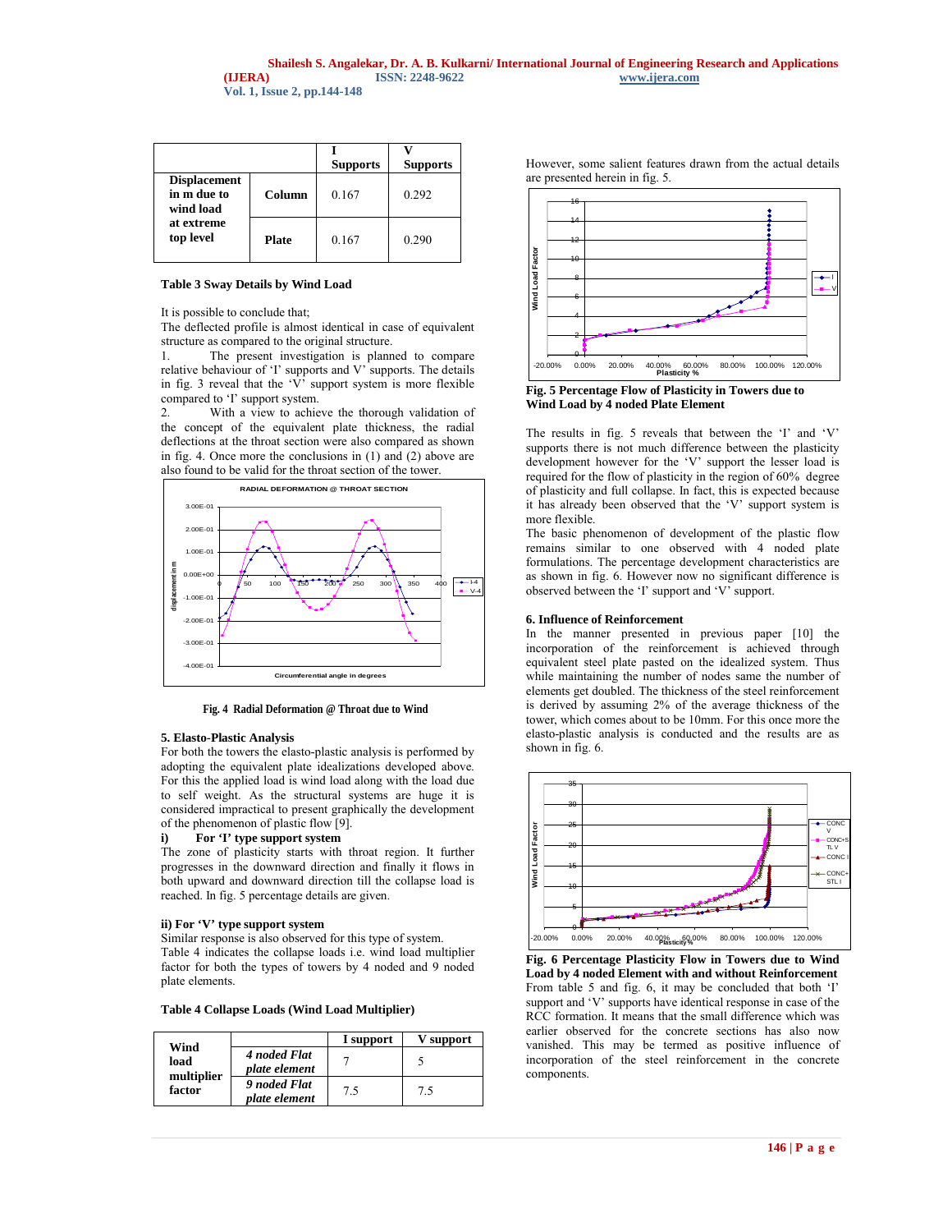| | | I Supports | V Supports |
|---|---|---|---|
| Displacement in m due to wind load at extreme top level | Column | 0.167 | 0.292 |
| | Plate | 0.167 | 0.290 |

**Table 3 Sway Details by Wind Load**

It is possible to conclude that;

The deflected profile is almost identical in case of equivalent structure as compared to the original structure.

1. The present investigation is planned to compare relative behaviour of 'I' supports and V' supports. The details in fig. 3 reveal that the 'V' support system is more flexible compared to 'I' support system.
2. With a view to achieve the thorough validation of the concept of the equivalent plate thickness, the radial deflections at the throat section were also compared as shown in fig. 4. Once more the conclusions in (1) and (2) above are also found to be valid for the throat section of the tower.

**Fig. 4 Radial Deformation @ Throat due to Wind**

### 5. Elasto-Plastic Analysis

For both the towers the elasto-plastic analysis is performed by adopting the equivalent plate idealizations developed above. For this the applied load is wind load along with the load due to self weight. As the structural systems are huge it is considered impractical to present graphically the development of the phenomenon of plastic flow [9].

**i) For 'I' type support system**

The zone of plasticity starts with throat region. It further progresses in the downward direction and finally it flows in both upward and downward direction till the collapse load is reached. In fig. 5 percentage details are given.

**ii) For 'V' type support system**

Similar response is also observed for this type of system.

Table 4 indicates the collapse loads i.e. wind load multiplier factor for both the types of towers by 4 noded and 9 noded plate elements.

**Table 4 Collapse Loads (Wind Load Multiplier)**

| | | I support | V support |
|---|---|---|---|
| Wind load multiplier factor | *4 noded Flat plate element* | 7 | 5 |
| | *9 noded Flat plate element* | 7.5 | 7.5 |

However, some salient features drawn from the actual details are presented herein in fig. 5.

**Fig. 5 Percentage Flow of Plasticity in Towers due to Wind Load by 4 noded Plate Element**

The results in fig. 5 reveals that between the 'I' and 'V' supports there is not much difference between the plasticity development however for the 'V' support the lesser load is required for the flow of plasticity in the region of 60% degree of plasticity and full collapse. In fact, this is expected because it has already been observed that the 'V' support system is more flexible.

The basic phenomenon of development of the plastic flow remains similar to one observed with 4 noded plate formulations. The percentage development characteristics are as shown in fig. 6. However no significant difference is observed between the 'I' support and 'V' support.

### 6. Influence of Reinforcement

In the manner presented in previous paper [10] the incorporation of the reinforcement is achieved through equivalent steel plate pasted on the idealized system. Thus while maintaining the number of nodes same the number of elements get doubled. The thickness of the steel reinforcement is derived by assuming 2% of the average thickness of the tower, which comes about to be 10mm. For this once more the elasto-plastic analysis is conducted and the results are as shown in fig. 6.

**Fig. 6 Percentage Plasticity Flow in Towers due to Wind Load by 4 noded Element with and without Reinforcement**

From table 5 and fig. 6, it may be concluded that both 'I' support and 'V' supports have identical response in case of the RCC formation. It means that the small difference which was earlier observed for the concrete sections has also now vanished. This may be termed as positive influence of incorporation of the steel reinforcement in the concrete components.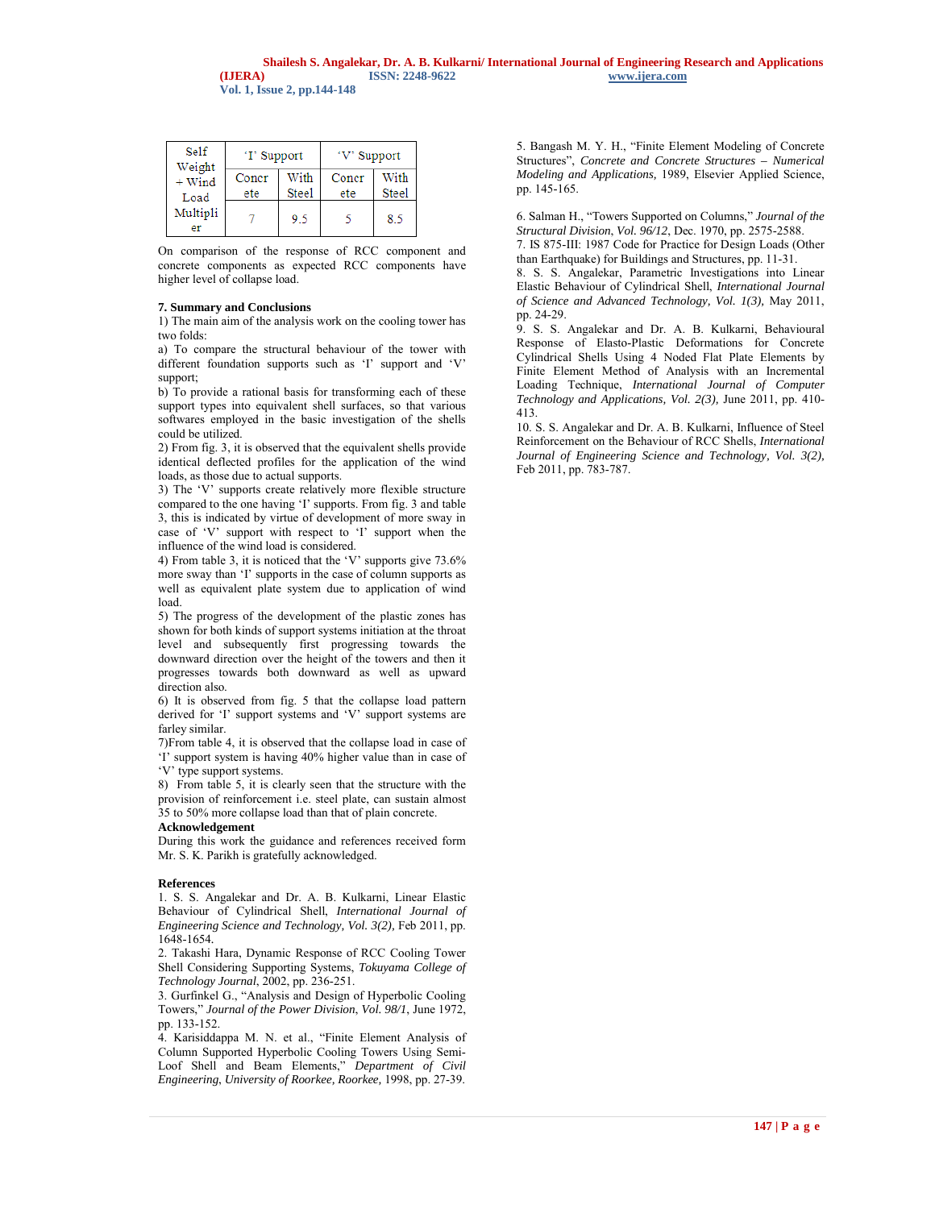| Self Weight + Wind Load Multiplier | 'I' Support | | 'V' Support | |
|---|---|---|---|---|
| | Concrete | With Steel | Concrete | With Steel |
| | 7 | 9.5 | 5 | 8.5 |

On comparison of the response of RCC component and concrete components as expected RCC components have higher level of collapse load.

### 7. Summary and Conclusions

1) The main aim of the analysis work on the cooling tower has two folds:

a) To compare the structural behaviour of the tower with different foundation supports such as 'I' support and 'V' support;

b) To provide a rational basis for transforming each of these support types into equivalent shell surfaces, so that various softwares employed in the basic investigation of the shells could be utilized.

2) From fig. 3, it is observed that the equivalent shells provide identical deflected profiles for the application of the wind loads, as those due to actual supports.

3) The 'V' supports create relatively more flexible structure compared to the one having 'I' supports. From fig. 3 and table 3, this is indicated by virtue of development of more sway in case of 'V' support with respect to 'I' support when the influence of the wind load is considered.

4) From table 3, it is noticed that the 'V' supports give 73.6% more sway than 'I' supports in the case of column supports as well as equivalent plate system due to application of wind load.

5) The progress of the development of the plastic zones has shown for both kinds of support systems initiation at the throat level and subsequently first progressing towards the downward direction over the height of the towers and then it progresses towards both downward as well as upward direction also.

6) It is observed from fig. 5 that the collapse load pattern derived for 'I' support systems and 'V' support systems are farley similar.

7)From table 4, it is observed that the collapse load in case of 'I' support system is having 40% higher value than in case of 'V' type support systems.

8) From table 5, it is clearly seen that the structure with the provision of reinforcement i.e. steel plate, can sustain almost 35 to 50% more collapse load than that of plain concrete.

### Acknowledgement

During this work the guidance and references received form Mr. S. K. Parikh is gratefully acknowledged.

### References

1. S. S. Angalekar and Dr. A. B. Kulkarni, Linear Elastic Behaviour of Cylindrical Shell, *International Journal of Engineering Science and Technology, Vol. 3(2)*, Feb 2011, pp. 1648-1654.
2. Takashi Hara, Dynamic Response of RCC Cooling Tower Shell Considering Supporting Systems, *Tokuyama College of Technology Journal*, 2002, pp. 236-251.
3. Gurfinkel G., "Analysis and Design of Hyperbolic Cooling Towers," *Journal of the Power Division*, *Vol. 98/1*, June 1972, pp. 133-152.
4. Karisiddappa M. N. et al., "Finite Element Analysis of Column Supported Hyperbolic Cooling Towers Using Semi-Loof Shell and Beam Elements," *Department of Civil Engineering*, *University of Roorkee, Roorkee*, 1998, pp. 27-39.
5. Bangash M. Y. H., "Finite Element Modeling of Concrete Structures", *Concrete and Concrete Structures – Numerical Modeling and Applications*, 1989, Elsevier Applied Science, pp. 145-165.
6. Salman H., "Towers Supported on Columns," *Journal of the Structural Division*, *Vol. 96/12*, Dec. 1970, pp. 2575-2588.
7. IS 875-III: 1987 Code for Practice for Design Loads (Other than Earthquake) for Buildings and Structures, pp. 11-31.
8. S. S. Angalekar, Parametric Investigations into Linear Elastic Behaviour of Cylindrical Shell, *International Journal of Science and Advanced Technology, Vol. 1(3),* May 2011, pp. 24-29.
9. S. S. Angalekar and Dr. A. B. Kulkarni, Behavioural Response of Elasto-Plastic Deformations for Concrete Cylindrical Shells Using 4 Noded Flat Plate Elements by Finite Element Method of Analysis with an Incremental Loading Technique, *International Journal of Computer Technology and Applications, Vol. 2(3),* June 2011, pp. 410-413.
10. S. S. Angalekar and Dr. A. B. Kulkarni, Influence of Steel Reinforcement on the Behaviour of RCC Shells, *International Journal of Engineering Science and Technology, Vol. 3(2),* Feb 2011, pp. 783-787.